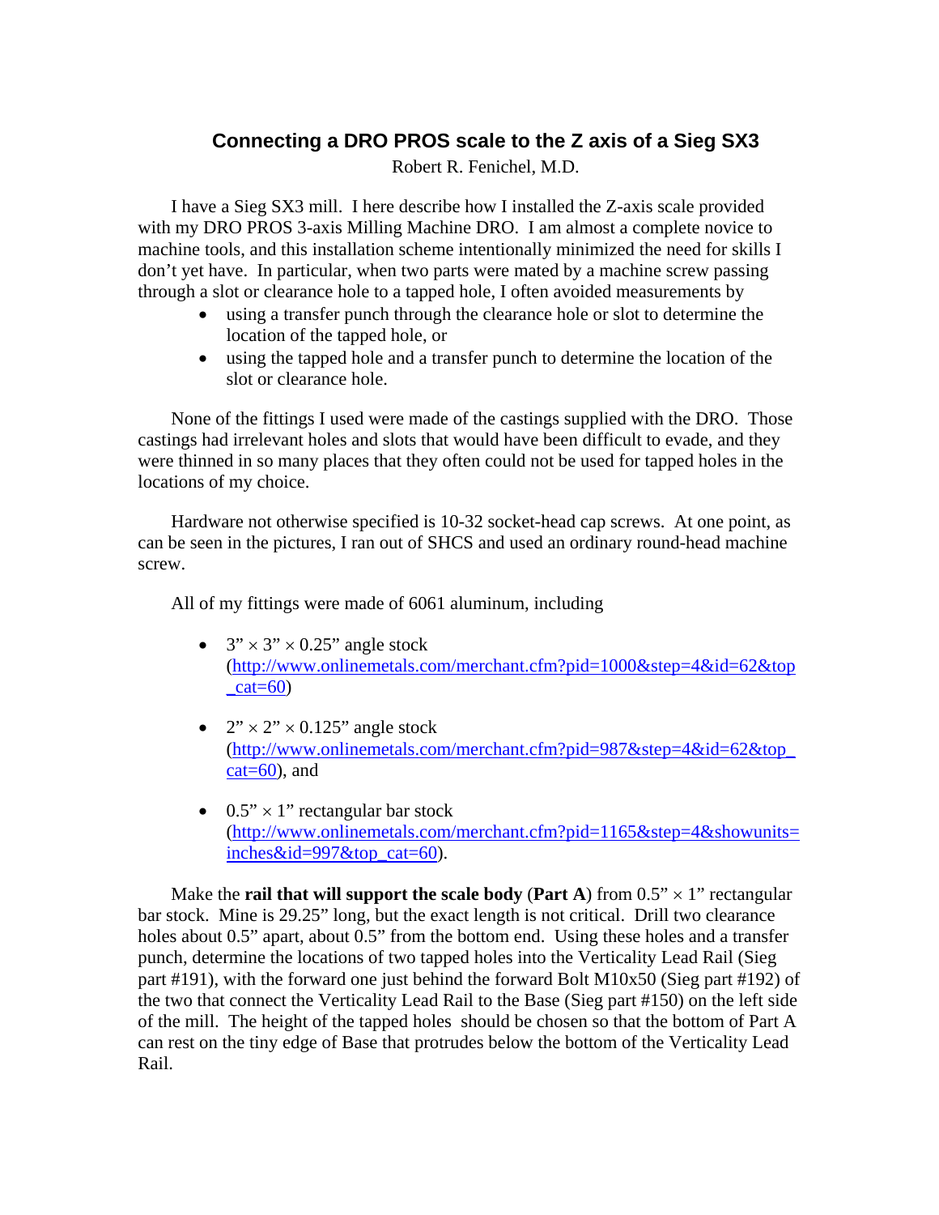# Connecting a DRO PROS scale to the Z axis of a Sieg SX3

Robert R. Fenichel, M.D.

I have a Sieg SX3 mill. I here describe how I installed the Z-axis scale provided with my DRO PROS 3-axis Milling Machine DRO. I am almost a complete novice to machine tools, and this installation scheme intentionally minimized the need for skills I don't yet have. In particular, when two parts were mated by a machine screw passing through a slot or clearance hole to a tapped hole, I often avoided measurements by

- using a transfer punch through the clearance hole or slot to determine the location of the tapped hole, or
- using the tapped hole and a transfer punch to determine the location of the slot or clearance hole.

None of the fittings I used were made of the castings supplied with the DRO. Those castings had irrelevant holes and slots that would have been difficult to evade, and they were thinned in so many places that they often could not be used for tapped holes in the locations of my choice.

Hardware not otherwise specified is 10-32 socket-head cap screws. At one point, as can be seen in the pictures, I ran out of SHCS and used an ordinary round-head machine screw.

All of my fittings were made of 6061 aluminum, including

- 3" × 3" × 0.25" angle stock (http://www.onlinemetals.com/merchant.cfm?pid=1000&step=4&id=62&top_cat=60)
- 2" × 2" × 0.125" angle stock (http://www.onlinemetals.com/merchant.cfm?pid=987&step=4&id=62&top_cat=60), and
- 0.5" × 1" rectangular bar stock (http://www.onlinemetals.com/merchant.cfm?pid=1165&step=4&showunits=inches&id=997&top_cat=60).

Make the **rail that will support the scale body** (**Part A**) from 0.5" × 1" rectangular bar stock. Mine is 29.25" long, but the exact length is not critical. Drill two clearance holes about 0.5" apart, about 0.5" from the bottom end. Using these holes and a transfer punch, determine the locations of two tapped holes into the Verticality Lead Rail (Sieg part #191), with the forward one just behind the forward Bolt M10x50 (Sieg part #192) of the two that connect the Verticality Lead Rail to the Base (Sieg part #150) on the left side of the mill. The height of the tapped holes should be chosen so that the bottom of Part A can rest on the tiny edge of Base that protrudes below the bottom of the Verticality Lead Rail.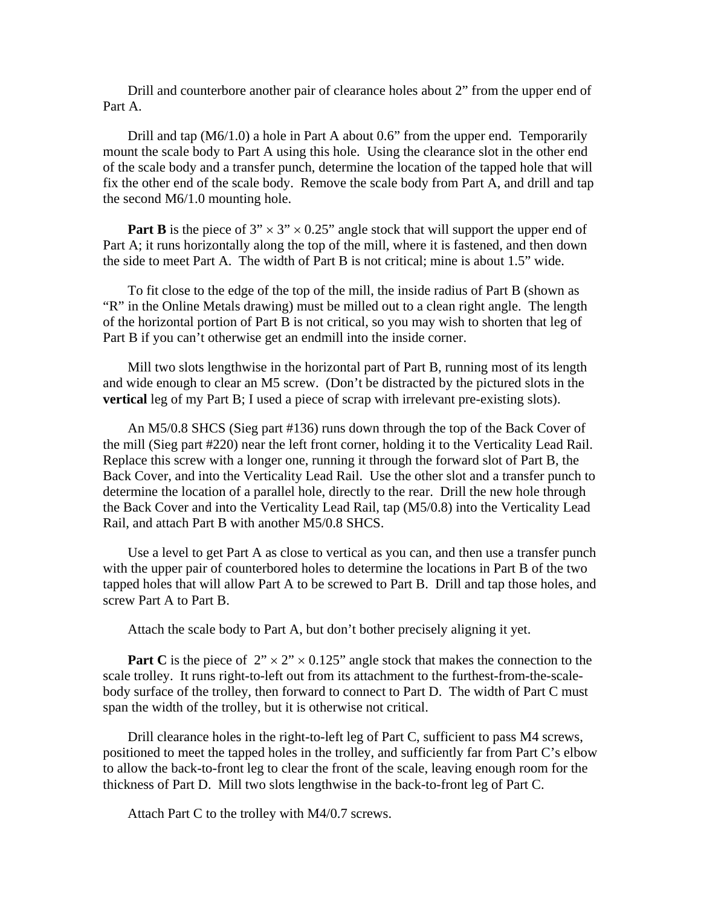Drill and counterbore another pair of clearance holes about 2" from the upper end of Part A.

Drill and tap (M6/1.0) a hole in Part A about 0.6" from the upper end. Temporarily mount the scale body to Part A using this hole. Using the clearance slot in the other end of the scale body and a transfer punch, determine the location of the tapped hole that will fix the other end of the scale body. Remove the scale body from Part A, and drill and tap the second M6/1.0 mounting hole.

**Part B** is the piece of 3" × 3" × 0.25" angle stock that will support the upper end of Part A; it runs horizontally along the top of the mill, where it is fastened, and then down the side to meet Part A. The width of Part B is not critical; mine is about 1.5" wide.

To fit close to the edge of the top of the mill, the inside radius of Part B (shown as "R" in the Online Metals drawing) must be milled out to a clean right angle. The length of the horizontal portion of Part B is not critical, so you may wish to shorten that leg of Part B if you can't otherwise get an endmill into the inside corner.

Mill two slots lengthwise in the horizontal part of Part B, running most of its length and wide enough to clear an M5 screw. (Don't be distracted by the pictured slots in the **vertical** leg of my Part B; I used a piece of scrap with irrelevant pre-existing slots).

An M5/0.8 SHCS (Sieg part #136) runs down through the top of the Back Cover of the mill (Sieg part #220) near the left front corner, holding it to the Verticality Lead Rail. Replace this screw with a longer one, running it through the forward slot of Part B, the Back Cover, and into the Verticality Lead Rail. Use the other slot and a transfer punch to determine the location of a parallel hole, directly to the rear. Drill the new hole through the Back Cover and into the Verticality Lead Rail, tap (M5/0.8) into the Verticality Lead Rail, and attach Part B with another M5/0.8 SHCS.

Use a level to get Part A as close to vertical as you can, and then use a transfer punch with the upper pair of counterbored holes to determine the locations in Part B of the two tapped holes that will allow Part A to be screwed to Part B. Drill and tap those holes, and screw Part A to Part B.

Attach the scale body to Part A, but don't bother precisely aligning it yet.

**Part C** is the piece of 2" × 2" × 0.125" angle stock that makes the connection to the scale trolley. It runs right-to-left out from its attachment to the furthest-from-the-scale-body surface of the trolley, then forward to connect to Part D. The width of Part C must span the width of the trolley, but it is otherwise not critical.

Drill clearance holes in the right-to-left leg of Part C, sufficient to pass M4 screws, positioned to meet the tapped holes in the trolley, and sufficiently far from Part C's elbow to allow the back-to-front leg to clear the front of the scale, leaving enough room for the thickness of Part D. Mill two slots lengthwise in the back-to-front leg of Part C.

Attach Part C to the trolley with M4/0.7 screws.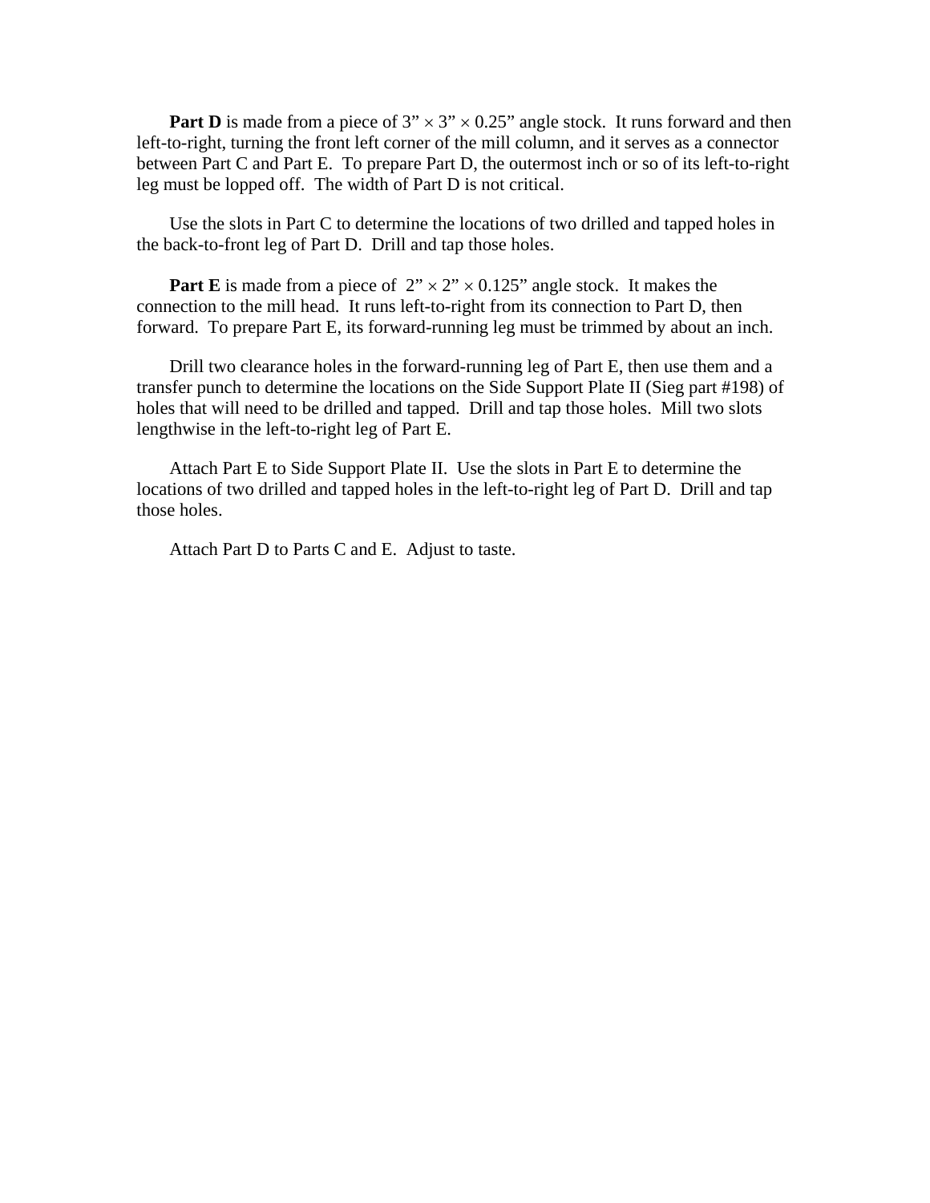**Part D** is made from a piece of 3” × 3” × 0.25” angle stock. It runs forward and then left-to-right, turning the front left corner of the mill column, and it serves as a connector between Part C and Part E. To prepare Part D, the outermost inch or so of its left-to-right leg must be lopped off. The width of Part D is not critical.

Use the slots in Part C to determine the locations of two drilled and tapped holes in the back-to-front leg of Part D. Drill and tap those holes.

**Part E** is made from a piece of 2” × 2” × 0.125” angle stock. It makes the connection to the mill head. It runs left-to-right from its connection to Part D, then forward. To prepare Part E, its forward-running leg must be trimmed by about an inch.

Drill two clearance holes in the forward-running leg of Part E, then use them and a transfer punch to determine the locations on the Side Support Plate II (Sieg part #198) of holes that will need to be drilled and tapped. Drill and tap those holes. Mill two slots lengthwise in the left-to-right leg of Part E.

Attach Part E to Side Support Plate II. Use the slots in Part E to determine the locations of two drilled and tapped holes in the left-to-right leg of Part D. Drill and tap those holes.

Attach Part D to Parts C and E. Adjust to taste.